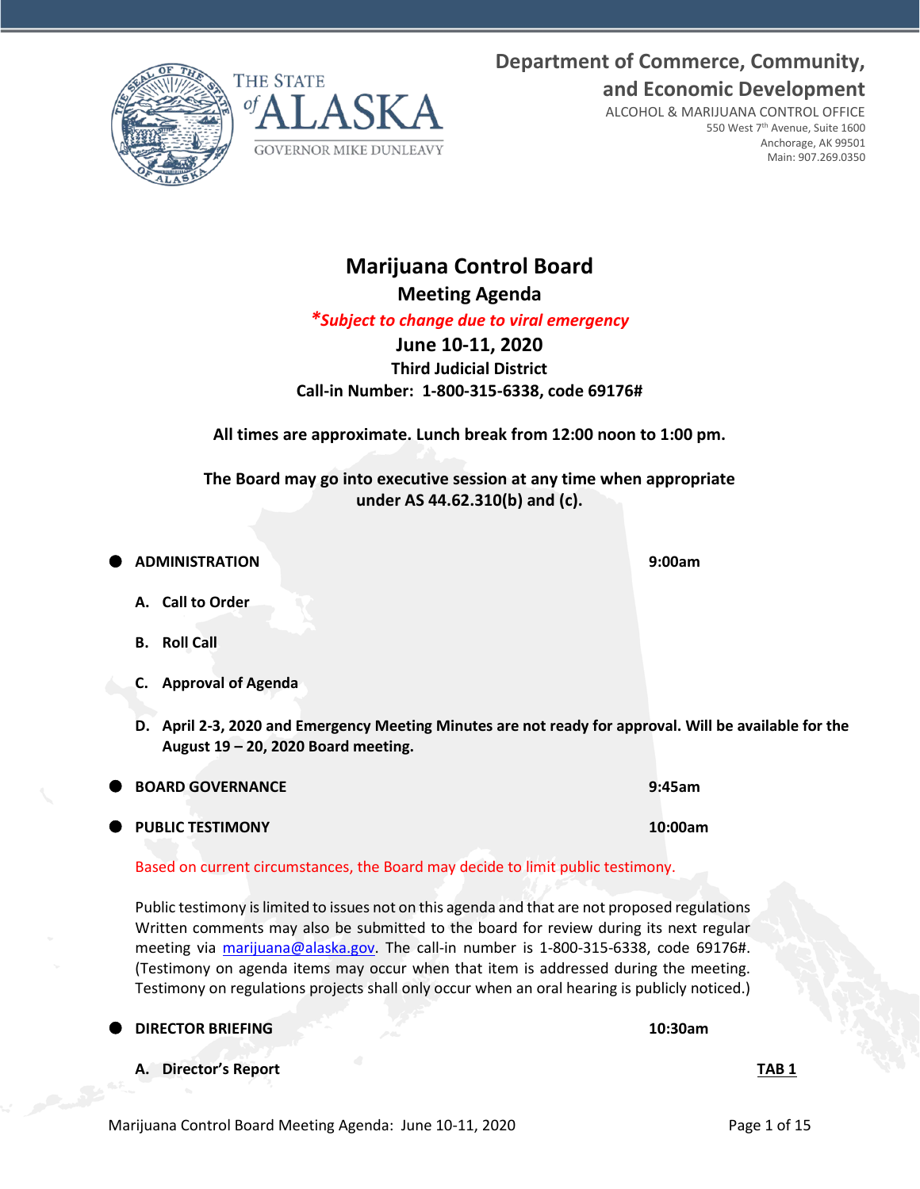THE STATE of ALASKA

GOVERNOR MIKE DUNLEAVY

**Department of Commerce, Community, and Economic Development**

ALCOHOL & MARIJUANA CONTROL OFFICE
550 West 7th Avenue, Suite 1600
Anchorage, AK 99501
Main: 907.269.0350

# Marijuana Control Board

## Meeting Agenda

***Subject to change due to viral emergency***

**June 10-11, 2020**

**Third Judicial District**

**Call-in Number: 1-800-315-6338, code 69176#**

**All times are approximate. Lunch break from 12:00 noon to 1:00 pm.**

**The Board may go into executive session at any time when appropriate under AS 44.62.310(b) and (c).**

- **ADMINISTRATION** **9:00am**

  **A. Call to Order**

  **B. Roll Call**

  **C. Approval of Agenda**

  **D. April 2-3, 2020 and Emergency Meeting Minutes are not ready for approval. Will be available for the August 19 – 20, 2020 Board meeting.**

- **BOARD GOVERNANCE** **9:45am**

- **PUBLIC TESTIMONY** **10:00am**

Based on current circumstances, the Board may decide to limit public testimony.

Public testimony is limited to issues not on this agenda and that are not proposed regulations Written comments may also be submitted to the board for review during its next regular meeting via marijuana@alaska.gov. The call-in number is 1-800-315-6338, code 69176#. (Testimony on agenda items may occur when that item is addressed during the meeting. Testimony on regulations projects shall only occur when an oral hearing is publicly noticed.)

- **DIRECTOR BRIEFING** **10:30am**

  **A. Director's Report** **TAB 1**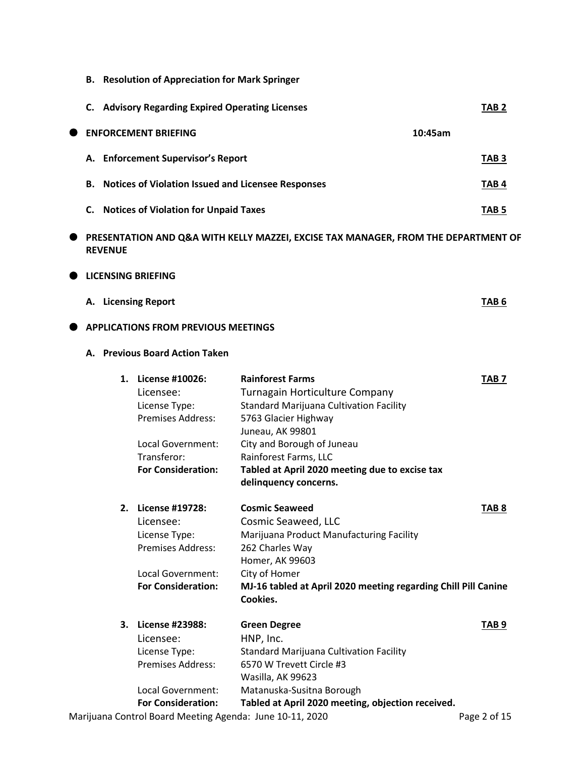**B. Resolution of Appreciation for Mark Springer**

**C. Advisory Regarding Expired Operating Licenses** **TAB 2**

- **ENFORCEMENT BRIEFING** **10:45am**

**A. Enforcement Supervisor's Report** **TAB 3**

**B. Notices of Violation Issued and Licensee Responses** **TAB 4**

**C. Notices of Violation for Unpaid Taxes** **TAB 5**

- **PRESENTATION AND Q&A WITH KELLY MAZZEI, EXCISE TAX MANAGER, FROM THE DEPARTMENT OF REVENUE**

- **LICENSING BRIEFING**

**A. Licensing Report** **TAB 6**

- **APPLICATIONS FROM PREVIOUS MEETINGS**

**A. Previous Board Action Taken**

1. **License #10026:** **Rainforest Farms** **TAB 7**
   Licensee: Turnagain Horticulture Company
   License Type: Standard Marijuana Cultivation Facility
   Premises Address: 5763 Glacier Highway
   Juneau, AK 99801
   Local Government: City and Borough of Juneau
   Transferor: Rainforest Farms, LLC
   **For Consideration:** **Tabled at April 2020 meeting due to excise tax delinquency concerns.**

2. **License #19728:** **Cosmic Seaweed** **TAB 8**
   Licensee: Cosmic Seaweed, LLC
   License Type: Marijuana Product Manufacturing Facility
   Premises Address: 262 Charles Way
   Homer, AK 99603
   Local Government: City of Homer
   **For Consideration:** **MJ-16 tabled at April 2020 meeting regarding Chill Pill Canine Cookies.**

3. **License #23988:** **Green Degree** **TAB 9**
   Licensee: HNP, Inc.
   License Type: Standard Marijuana Cultivation Facility
   Premises Address: 6570 W Trevett Circle #3
   Wasilla, AK 99623
   Local Government: Matanuska-Susitna Borough
   **For Consideration:** **Tabled at April 2020 meeting, objection received.**

Marijuana Control Board Meeting Agenda: June 10-11, 2020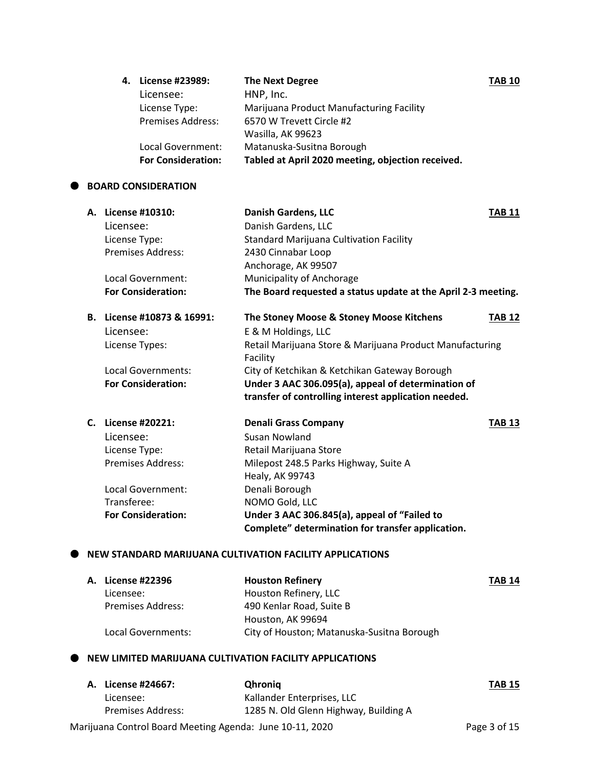**4. License #23989:** **The Next Degree** **TAB 10**

| | |
|---|---|
| Licensee: | HNP, Inc. |
| License Type: | Marijuana Product Manufacturing Facility |
| Premises Address: | 6570 W Trevett Circle #2<br>Wasilla, AK 99623 |
| Local Government: | Matanuska-Susitna Borough |
| **For Consideration:** | **Tabled at April 2020 meeting, objection received.** |

## BOARD CONSIDERATION

**A. License #10310:** **Danish Gardens, LLC** **TAB 11**

| | |
|---|---|
| Licensee: | Danish Gardens, LLC |
| License Type: | Standard Marijuana Cultivation Facility |
| Premises Address: | 2430 Cinnabar Loop<br>Anchorage, AK 99507 |
| Local Government: | Municipality of Anchorage |
| **For Consideration:** | **The Board requested a status update at the April 2-3 meeting.** |

**B. License #10873 & 16991:** **The Stoney Moose & Stoney Moose Kitchens** **TAB 12**

| | |
|---|---|
| Licensee: | E & M Holdings, LLC |
| License Types: | Retail Marijuana Store & Marijuana Product Manufacturing Facility |
| Local Governments: | City of Ketchikan & Ketchikan Gateway Borough |
| **For Consideration:** | **Under 3 AAC 306.095(a), appeal of determination of transfer of controlling interest application needed.** |

**C. License #20221:** **Denali Grass Company** **TAB 13**

| | |
|---|---|
| Licensee: | Susan Nowland |
| License Type: | Retail Marijuana Store |
| Premises Address: | Milepost 248.5 Parks Highway, Suite A<br>Healy, AK 99743 |
| Local Government: | Denali Borough |
| Transferee: | NOMO Gold, LLC |
| **For Consideration:** | **Under 3 AAC 306.845(a), appeal of "Failed to Complete" determination for transfer application.** |

## NEW STANDARD MARIJUANA CULTIVATION FACILITY APPLICATIONS

**A. License #22396** **Houston Refinery** **TAB 14**

| | |
|---|---|
| Licensee: | Houston Refinery, LLC |
| Premises Address: | 490 Kenlar Road, Suite B<br>Houston, AK 99694 |
| Local Governments: | City of Houston; Matanuska-Susitna Borough |

## NEW LIMITED MARIJUANA CULTIVATION FACILITY APPLICATIONS

**A. License #24667:** **Qhroniq** **TAB 15**

| | |
|---|---|
| Licensee: | Kallander Enterprises, LLC |
| Premises Address: | 1285 N. Old Glenn Highway, Building A |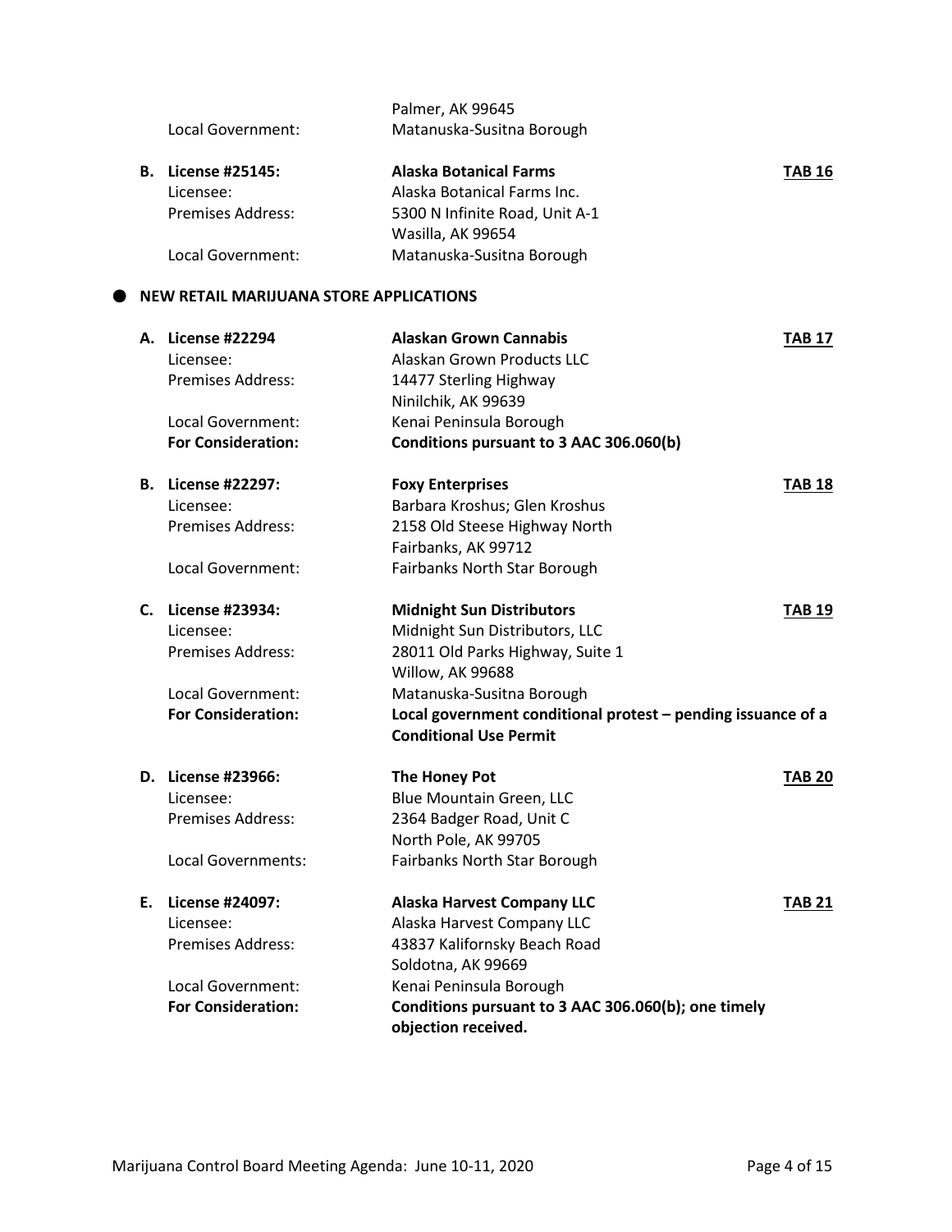| | | |
|---|---|---|
| | Palmer, AK 99645 | |
| Local Government: | Matanuska-Susitna Borough | |

| | | |
|---|---|---|
| **B. License #25145:** | **Alaska Botanical Farms** | **TAB 16** |
| Licensee: | Alaska Botanical Farms Inc. | |
| Premises Address: | 5300 N Infinite Road, Unit A-1<br>Wasilla, AK 99654 | |
| Local Government: | Matanuska-Susitna Borough | |

## NEW RETAIL MARIJUANA STORE APPLICATIONS

| | | |
|---|---|---|
| **A. License #22294** | **Alaskan Grown Cannabis** | **TAB 17** |
| Licensee: | Alaskan Grown Products LLC | |
| Premises Address: | 14477 Sterling Highway<br>Ninilchik, AK 99639 | |
| Local Government: | Kenai Peninsula Borough | |
| **For Consideration:** | **Conditions pursuant to 3 AAC 306.060(b)** | |

| | | |
|---|---|---|
| **B. License #22297:** | **Foxy Enterprises** | **TAB 18** |
| Licensee: | Barbara Kroshus; Glen Kroshus | |
| Premises Address: | 2158 Old Steese Highway North<br>Fairbanks, AK 99712 | |
| Local Government: | Fairbanks North Star Borough | |

| | | |
|---|---|---|
| **C. License #23934:** | **Midnight Sun Distributors** | **TAB 19** |
| Licensee: | Midnight Sun Distributors, LLC | |
| Premises Address: | 28011 Old Parks Highway, Suite 1<br>Willow, AK 99688 | |
| Local Government: | Matanuska-Susitna Borough | |
| **For Consideration:** | **Local government conditional protest – pending issuance of a Conditional Use Permit** | |

| | | |
|---|---|---|
| **D. License #23966:** | **The Honey Pot** | **TAB 20** |
| Licensee: | Blue Mountain Green, LLC | |
| Premises Address: | 2364 Badger Road, Unit C<br>North Pole, AK 99705 | |
| Local Governments: | Fairbanks North Star Borough | |

| | | |
|---|---|---|
| **E. License #24097:** | **Alaska Harvest Company LLC** | **TAB 21** |
| Licensee: | Alaska Harvest Company LLC | |
| Premises Address: | 43837 Kalifornsky Beach Road<br>Soldotna, AK 99669 | |
| Local Government: | Kenai Peninsula Borough | |
| **For Consideration:** | **Conditions pursuant to 3 AAC 306.060(b); one timely objection received.** | |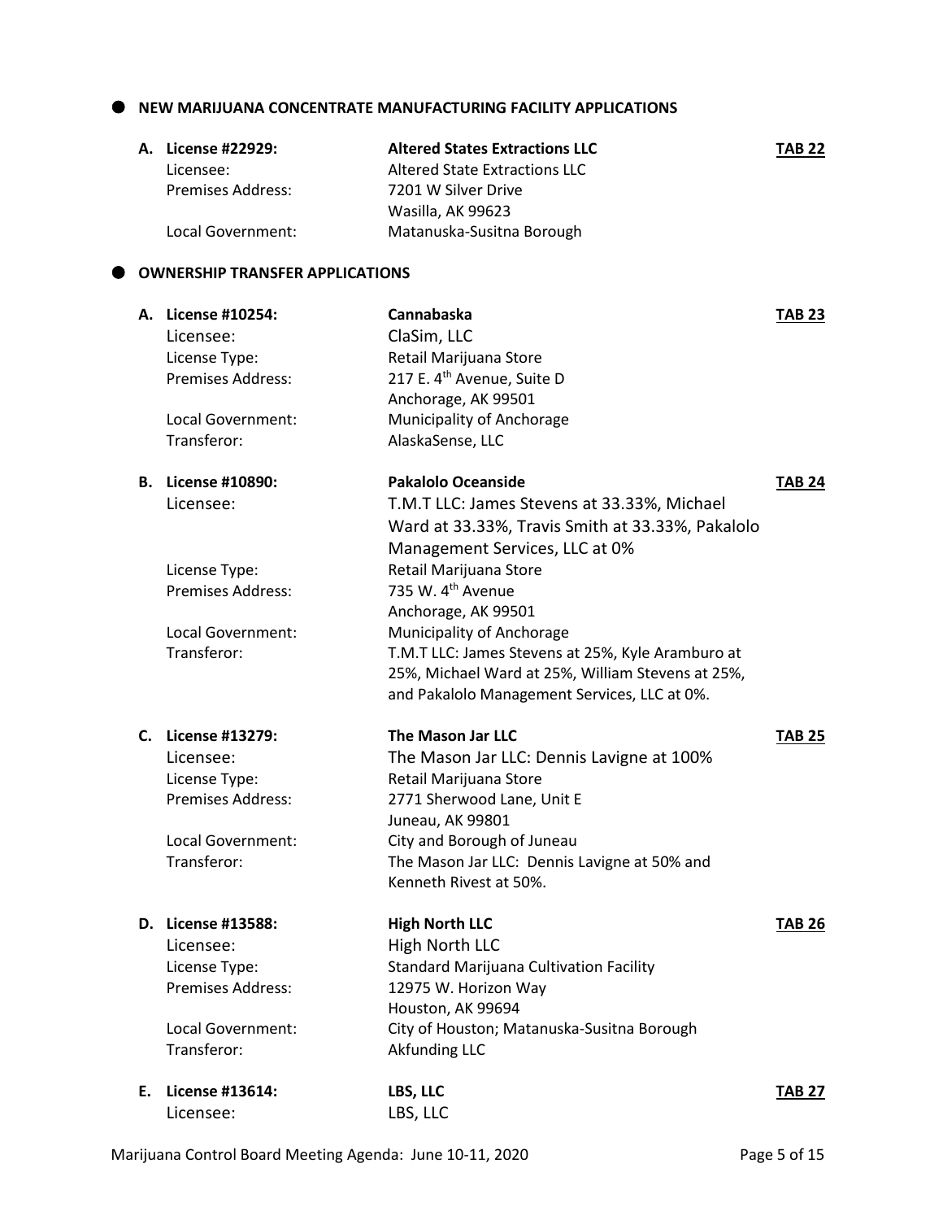- **NEW MARIJUANA CONCENTRATE MANUFACTURING FACILITY APPLICATIONS**

**A. License #22929:** **Altered States Extractions LLC** **TAB 22**

| | | |
|---|---|---|
| Licensee: | Altered State Extractions LLC | |
| Premises Address: | 7201 W Silver Drive<br>Wasilla, AK 99623 | |
| Local Government: | Matanuska-Susitna Borough | |

- **OWNERSHIP TRANSFER APPLICATIONS**

**A. License #10254:** **Cannabaska** **TAB 23**

| | | |
|---|---|---|
| Licensee: | ClaSim, LLC | |
| License Type: | Retail Marijuana Store | |
| Premises Address: | 217 E. 4th Avenue, Suite D<br>Anchorage, AK 99501 | |
| Local Government: | Municipality of Anchorage | |
| Transferor: | AlaskaSense, LLC | |

**B. License #10890:** **Pakalolo Oceanside** **TAB 24**

| | | |
|---|---|---|
| Licensee: | T.M.T LLC: James Stevens at 33.33%, Michael Ward at 33.33%, Travis Smith at 33.33%, Pakalolo Management Services, LLC at 0% | |
| License Type: | Retail Marijuana Store | |
| Premises Address: | 735 W. 4th Avenue<br>Anchorage, AK 99501 | |
| Local Government: | Municipality of Anchorage | |
| Transferor: | T.M.T LLC: James Stevens at 25%, Kyle Aramburo at 25%, Michael Ward at 25%, William Stevens at 25%, and Pakalolo Management Services, LLC at 0%. | |

**C. License #13279:** **The Mason Jar LLC** **TAB 25**

| | | |
|---|---|---|
| Licensee: | The Mason Jar LLC: Dennis Lavigne at 100% | |
| License Type: | Retail Marijuana Store | |
| Premises Address: | 2771 Sherwood Lane, Unit E<br>Juneau, AK 99801 | |
| Local Government: | City and Borough of Juneau | |
| Transferor: | The Mason Jar LLC: Dennis Lavigne at 50% and Kenneth Rivest at 50%. | |

**D. License #13588:** **High North LLC** **TAB 26**

| | | |
|---|---|---|
| Licensee: | High North LLC | |
| License Type: | Standard Marijuana Cultivation Facility | |
| Premises Address: | 12975 W. Horizon Way<br>Houston, AK 99694 | |
| Local Government: | City of Houston; Matanuska-Susitna Borough | |
| Transferor: | Akfunding LLC | |

**E. License #13614:** **LBS, LLC** **TAB 27**

| | | |
|---|---|---|
| Licensee: | LBS, LLC | |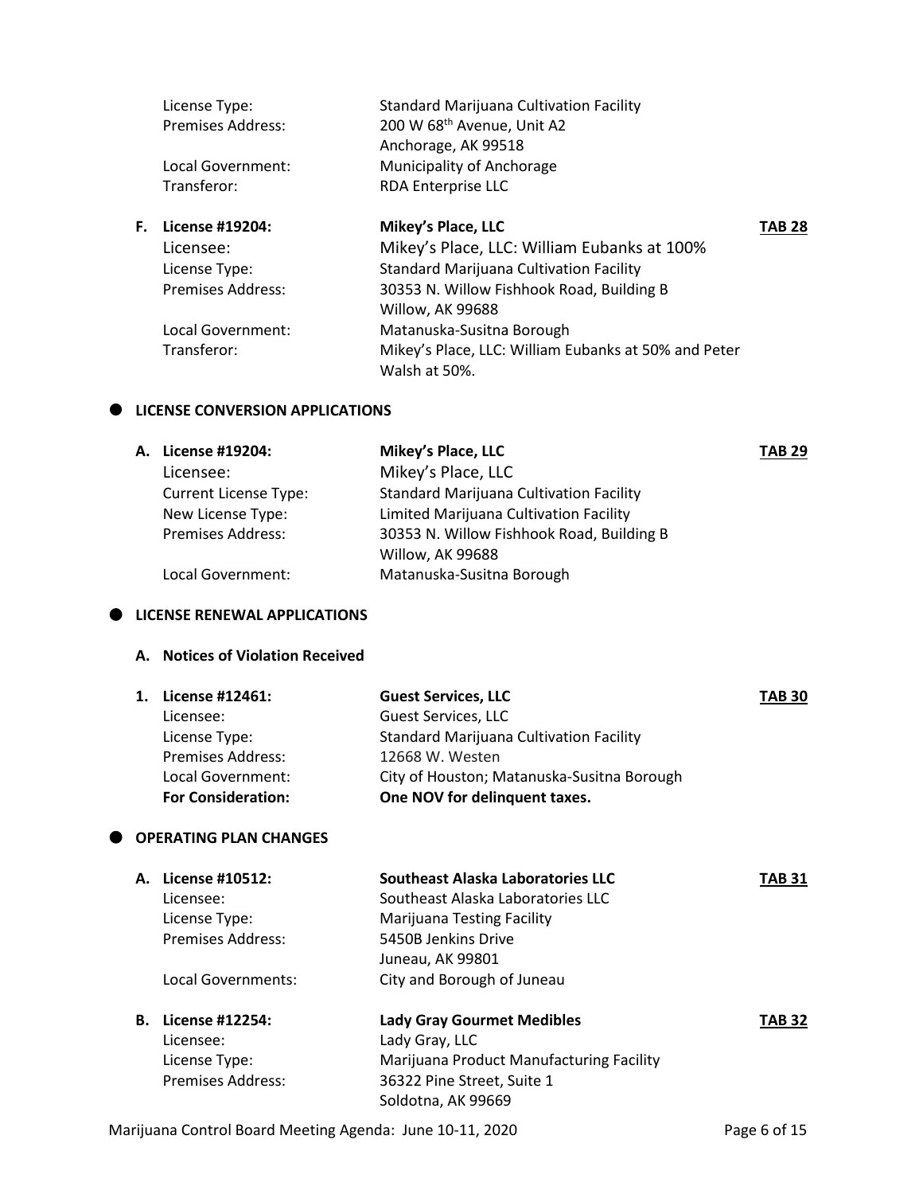License Type: Standard Marijuana Cultivation Facility
Premises Address: 200 W 68th Avenue, Unit A2
Anchorage, AK 99518
Local Government: Municipality of Anchorage
Transferor: RDA Enterprise LLC

**F. License #19204: Mikey's Place, LLC** **TAB 28**
Licensee: Mikey's Place, LLC: William Eubanks at 100%
License Type: Standard Marijuana Cultivation Facility
Premises Address: 30353 N. Willow Fishhook Road, Building B
Willow, AK 99688
Local Government: Matanuska-Susitna Borough
Transferor: Mikey's Place, LLC: William Eubanks at 50% and Peter Walsh at 50%.

- **LICENSE CONVERSION APPLICATIONS**

**A. License #19204: Mikey's Place, LLC** **TAB 29**
Licensee: Mikey's Place, LLC
Current License Type: Standard Marijuana Cultivation Facility
New License Type: Limited Marijuana Cultivation Facility
Premises Address: 30353 N. Willow Fishhook Road, Building B
Willow, AK 99688
Local Government: Matanuska-Susitna Borough

- **LICENSE RENEWAL APPLICATIONS**

**A. Notices of Violation Received**

**1. License #12461: Guest Services, LLC** **TAB 30**
Licensee: Guest Services, LLC
License Type: Standard Marijuana Cultivation Facility
Premises Address: 12668 W. Westen
Local Government: City of Houston; Matanuska-Susitna Borough
**For Consideration: One NOV for delinquent taxes.**

- **OPERATING PLAN CHANGES**

**A. License #10512: Southeast Alaska Laboratories LLC** **TAB 31**
Licensee: Southeast Alaska Laboratories LLC
License Type: Marijuana Testing Facility
Premises Address: 5450B Jenkins Drive
Juneau, AK 99801
Local Governments: City and Borough of Juneau

**B. License #12254: Lady Gray Gourmet Medibles** **TAB 32**
Licensee: Lady Gray, LLC
License Type: Marijuana Product Manufacturing Facility
Premises Address: 36322 Pine Street, Suite 1
Soldotna, AK 99669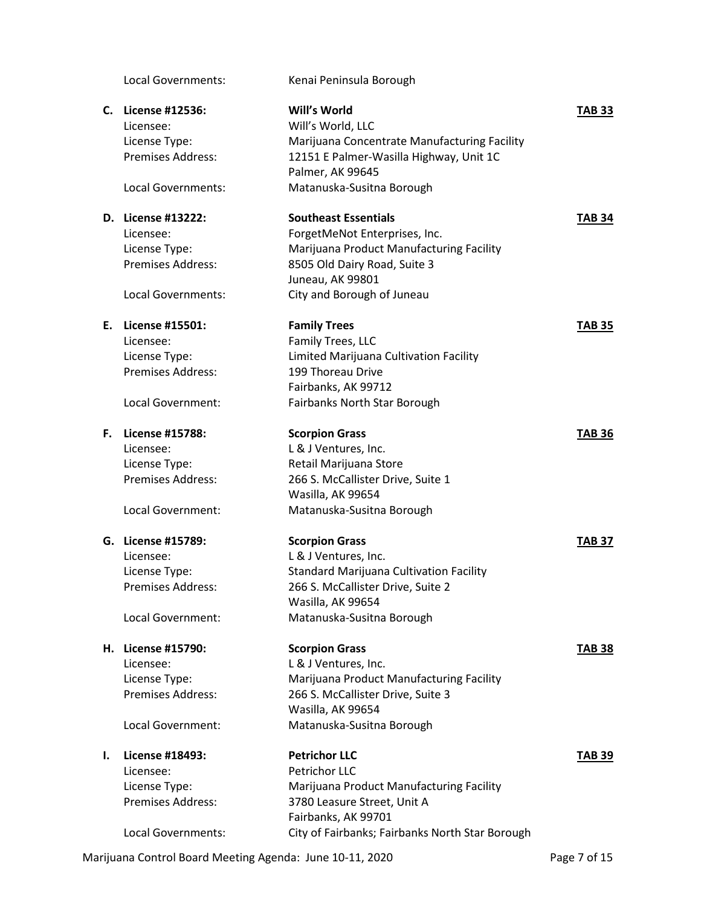Local Governments: Kenai Peninsula Borough

**C. License #12536:** **Will's World** **TAB 33**
Licensee: Will's World, LLC
License Type: Marijuana Concentrate Manufacturing Facility
Premises Address: 12151 E Palmer-Wasilla Highway, Unit 1C
Palmer, AK 99645
Local Governments: Matanuska-Susitna Borough

**D. License #13222:** **Southeast Essentials** **TAB 34**
Licensee: ForgetMeNot Enterprises, Inc.
License Type: Marijuana Product Manufacturing Facility
Premises Address: 8505 Old Dairy Road, Suite 3
Juneau, AK 99801
Local Governments: City and Borough of Juneau

**E. License #15501:** **Family Trees** **TAB 35**
Licensee: Family Trees, LLC
License Type: Limited Marijuana Cultivation Facility
Premises Address: 199 Thoreau Drive
Fairbanks, AK 99712
Local Government: Fairbanks North Star Borough

**F. License #15788:** **Scorpion Grass** **TAB 36**
Licensee: L & J Ventures, Inc.
License Type: Retail Marijuana Store
Premises Address: 266 S. McCallister Drive, Suite 1
Wasilla, AK 99654
Local Government: Matanuska-Susitna Borough

**G. License #15789:** **Scorpion Grass** **TAB 37**
Licensee: L & J Ventures, Inc.
License Type: Standard Marijuana Cultivation Facility
Premises Address: 266 S. McCallister Drive, Suite 2
Wasilla, AK 99654
Local Government: Matanuska-Susitna Borough

**H. License #15790:** **Scorpion Grass** **TAB 38**
Licensee: L & J Ventures, Inc.
License Type: Marijuana Product Manufacturing Facility
Premises Address: 266 S. McCallister Drive, Suite 3
Wasilla, AK 99654
Local Government: Matanuska-Susitna Borough

**I. License #18493:** **Petrichor LLC** **TAB 39**
Licensee: Petrichor LLC
License Type: Marijuana Product Manufacturing Facility
Premises Address: 3780 Leasure Street, Unit A
Fairbanks, AK 99701
Local Governments: City of Fairbanks; Fairbanks North Star Borough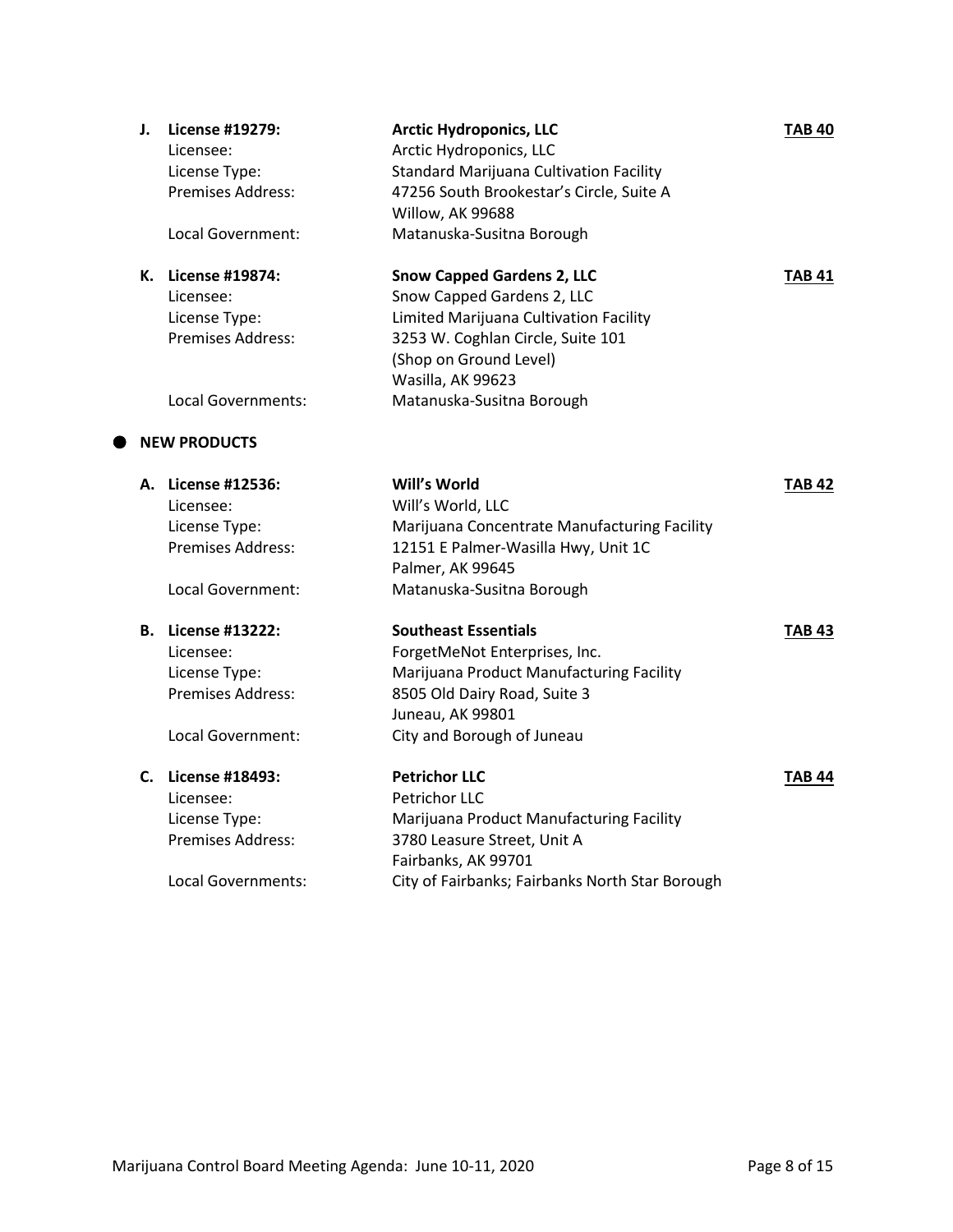**J. License #19279:** **Arctic Hydroponics, LLC** **TAB 40**

Licensee: Arctic Hydroponics, LLC
License Type: Standard Marijuana Cultivation Facility
Premises Address: 47256 South Brookestar's Circle, Suite A
Willow, AK 99688
Local Government: Matanuska-Susitna Borough

**K. License #19874:** **Snow Capped Gardens 2, LLC** **TAB 41**

Licensee: Snow Capped Gardens 2, LLC
License Type: Limited Marijuana Cultivation Facility
Premises Address: 3253 W. Coghlan Circle, Suite 101
(Shop on Ground Level)
Wasilla, AK 99623
Local Governments: Matanuska-Susitna Borough

- **NEW PRODUCTS**

**A. License #12536:** **Will's World** **TAB 42**

Licensee: Will's World, LLC
License Type: Marijuana Concentrate Manufacturing Facility
Premises Address: 12151 E Palmer-Wasilla Hwy, Unit 1C
Palmer, AK 99645
Local Government: Matanuska-Susitna Borough

**B. License #13222:** **Southeast Essentials** **TAB 43**

Licensee: ForgetMeNot Enterprises, Inc.
License Type: Marijuana Product Manufacturing Facility
Premises Address: 8505 Old Dairy Road, Suite 3
Juneau, AK 99801
Local Government: City and Borough of Juneau

**C. License #18493:** **Petrichor LLC** **TAB 44**

Licensee: Petrichor LLC
License Type: Marijuana Product Manufacturing Facility
Premises Address: 3780 Leasure Street, Unit A
Fairbanks, AK 99701
Local Governments: City of Fairbanks; Fairbanks North Star Borough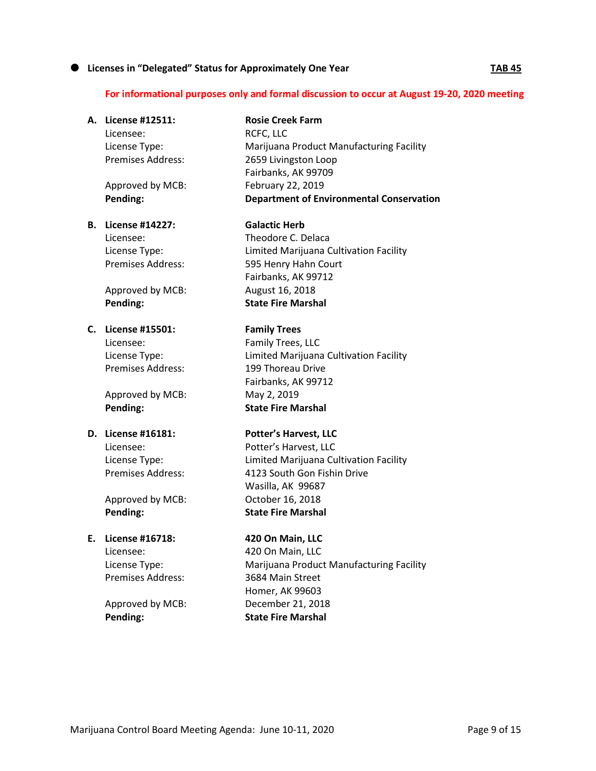- **Licenses in "Delegated" Status for Approximately One Year** **TAB 45**

**For informational purposes only and formal discussion to occur at August 19-20, 2020 meeting**

**A. License #12511:** **Rosie Creek Farm**
Licensee: RCFC, LLC
License Type: Marijuana Product Manufacturing Facility
Premises Address: 2659 Livingston Loop
Fairbanks, AK 99709
Approved by MCB: February 22, 2019
**Pending:** **Department of Environmental Conservation**

**B. License #14227:** **Galactic Herb**
Licensee: Theodore C. Delaca
License Type: Limited Marijuana Cultivation Facility
Premises Address: 595 Henry Hahn Court
Fairbanks, AK 99712
Approved by MCB: August 16, 2018
**Pending:** **State Fire Marshal**

**C. License #15501:** **Family Trees**
Licensee: Family Trees, LLC
License Type: Limited Marijuana Cultivation Facility
Premises Address: 199 Thoreau Drive
Fairbanks, AK 99712
Approved by MCB: May 2, 2019
**Pending:** **State Fire Marshal**

**D. License #16181:** **Potter's Harvest, LLC**
Licensee: Potter's Harvest, LLC
License Type: Limited Marijuana Cultivation Facility
Premises Address: 4123 South Gon Fishin Drive
Wasilla, AK 99687
Approved by MCB: October 16, 2018
**Pending:** **State Fire Marshal**

**E. License #16718:** **420 On Main, LLC**
Licensee: 420 On Main, LLC
License Type: Marijuana Product Manufacturing Facility
Premises Address: 3684 Main Street
Homer, AK 99603
Approved by MCB: December 21, 2018
**Pending:** **State Fire Marshal**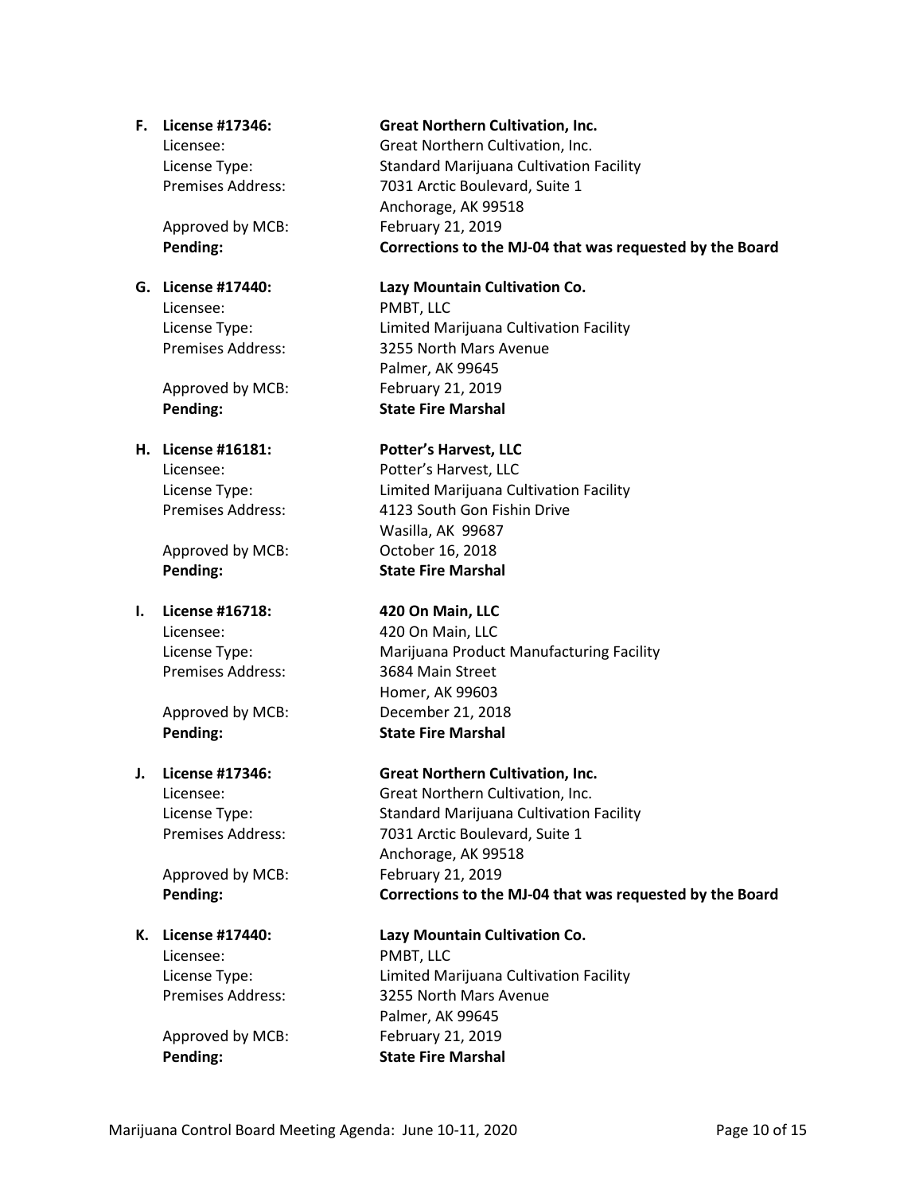**F. License #17346:** **Great Northern Cultivation, Inc.**
Licensee: Great Northern Cultivation, Inc.
License Type: Standard Marijuana Cultivation Facility
Premises Address: 7031 Arctic Boulevard, Suite 1
Anchorage, AK 99518
Approved by MCB: February 21, 2019
**Pending:** **Corrections to the MJ-04 that was requested by the Board**

**G. License #17440:** **Lazy Mountain Cultivation Co.**
Licensee: PMBT, LLC
License Type: Limited Marijuana Cultivation Facility
Premises Address: 3255 North Mars Avenue
Palmer, AK 99645
Approved by MCB: February 21, 2019
**Pending:** **State Fire Marshal**

**H. License #16181:** **Potter's Harvest, LLC**
Licensee: Potter's Harvest, LLC
License Type: Limited Marijuana Cultivation Facility
Premises Address: 4123 South Gon Fishin Drive
Wasilla, AK 99687
Approved by MCB: October 16, 2018
**Pending:** **State Fire Marshal**

**I. License #16718:** **420 On Main, LLC**
Licensee: 420 On Main, LLC
License Type: Marijuana Product Manufacturing Facility
Premises Address: 3684 Main Street
Homer, AK 99603
Approved by MCB: December 21, 2018
**Pending:** **State Fire Marshal**

**J. License #17346:** **Great Northern Cultivation, Inc.**
Licensee: Great Northern Cultivation, Inc.
License Type: Standard Marijuana Cultivation Facility
Premises Address: 7031 Arctic Boulevard, Suite 1
Anchorage, AK 99518
Approved by MCB: February 21, 2019
**Pending:** **Corrections to the MJ-04 that was requested by the Board**

**K. License #17440:** **Lazy Mountain Cultivation Co.**
Licensee: PMBT, LLC
License Type: Limited Marijuana Cultivation Facility
Premises Address: 3255 North Mars Avenue
Palmer, AK 99645
Approved by MCB: February 21, 2019
**Pending:** **State Fire Marshal**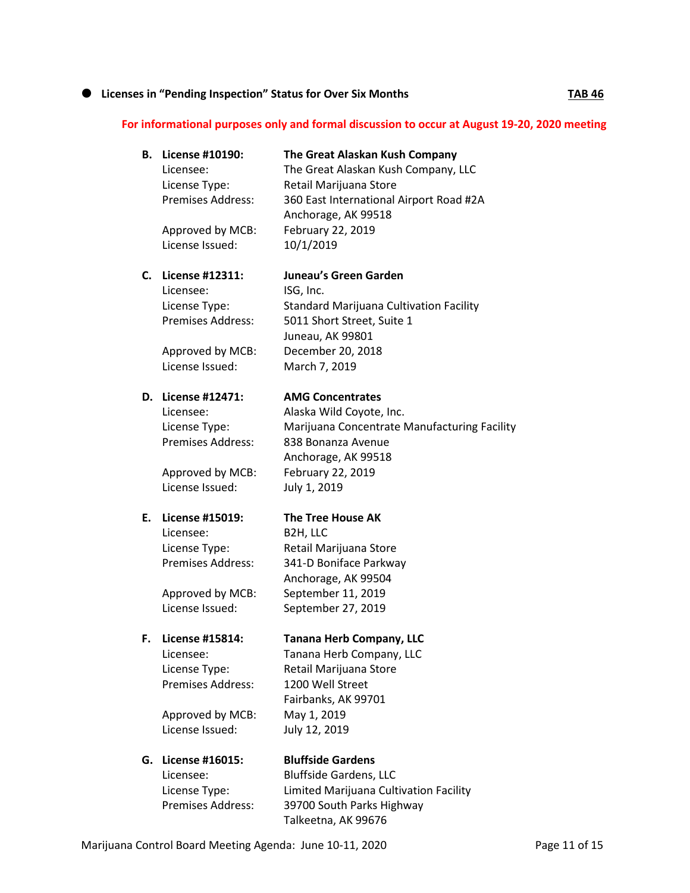- **Licenses in "Pending Inspection" Status for Over Six Months** **TAB 46**

**For informational purposes only and formal discussion to occur at August 19-20, 2020 meeting**

**B. License #10190:** **The Great Alaskan Kush Company**
Licensee: The Great Alaskan Kush Company, LLC
License Type: Retail Marijuana Store
Premises Address: 360 East International Airport Road #2A
Anchorage, AK 99518
Approved by MCB: February 22, 2019
License Issued: 10/1/2019

**C. License #12311:** **Juneau's Green Garden**
Licensee: ISG, Inc.
License Type: Standard Marijuana Cultivation Facility
Premises Address: 5011 Short Street, Suite 1
Juneau, AK 99801
Approved by MCB: December 20, 2018
License Issued: March 7, 2019

**D. License #12471:** **AMG Concentrates**
Licensee: Alaska Wild Coyote, Inc.
License Type: Marijuana Concentrate Manufacturing Facility
Premises Address: 838 Bonanza Avenue
Anchorage, AK 99518
Approved by MCB: February 22, 2019
License Issued: July 1, 2019

**E. License #15019:** **The Tree House AK**
Licensee: B2H, LLC
License Type: Retail Marijuana Store
Premises Address: 341-D Boniface Parkway
Anchorage, AK 99504
Approved by MCB: September 11, 2019
License Issued: September 27, 2019

**F. License #15814:** **Tanana Herb Company, LLC**
Licensee: Tanana Herb Company, LLC
License Type: Retail Marijuana Store
Premises Address: 1200 Well Street
Fairbanks, AK 99701
Approved by MCB: May 1, 2019
License Issued: July 12, 2019

**G. License #16015:** **Bluffside Gardens**
Licensee: Bluffside Gardens, LLC
License Type: Limited Marijuana Cultivation Facility
Premises Address: 39700 South Parks Highway
Talkeetna, AK 99676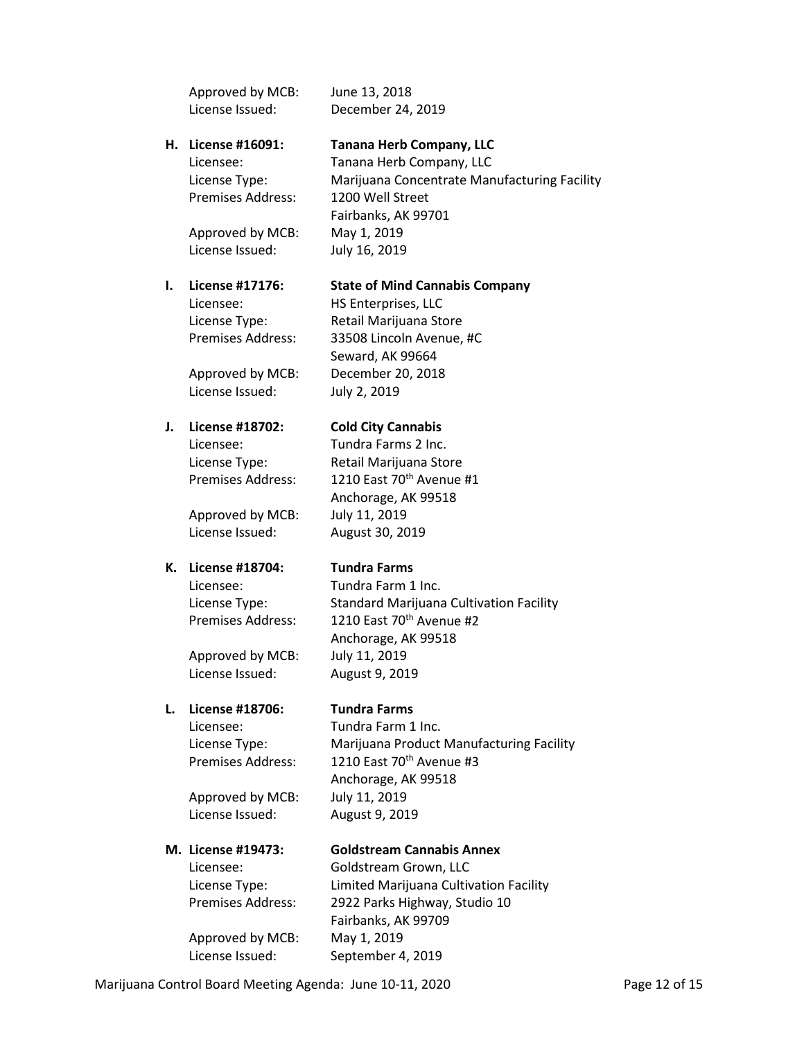Approved by MCB: June 13, 2018
License Issued: December 24, 2019

H. **License #16091: Tanana Herb Company, LLC**
Licensee: Tanana Herb Company, LLC
License Type: Marijuana Concentrate Manufacturing Facility
Premises Address: 1200 Well Street
Fairbanks, AK 99701
Approved by MCB: May 1, 2019
License Issued: July 16, 2019

I. **License #17176: State of Mind Cannabis Company**
Licensee: HS Enterprises, LLC
License Type: Retail Marijuana Store
Premises Address: 33508 Lincoln Avenue, #C
Seward, AK 99664
Approved by MCB: December 20, 2018
License Issued: July 2, 2019

J. **License #18702: Cold City Cannabis**
Licensee: Tundra Farms 2 Inc.
License Type: Retail Marijuana Store
Premises Address: 1210 East 70th Avenue #1
Anchorage, AK 99518
Approved by MCB: July 11, 2019
License Issued: August 30, 2019

K. **License #18704: Tundra Farms**
Licensee: Tundra Farm 1 Inc.
License Type: Standard Marijuana Cultivation Facility
Premises Address: 1210 East 70th Avenue #2
Anchorage, AK 99518
Approved by MCB: July 11, 2019
License Issued: August 9, 2019

L. **License #18706: Tundra Farms**
Licensee: Tundra Farm 1 Inc.
License Type: Marijuana Product Manufacturing Facility
Premises Address: 1210 East 70th Avenue #3
Anchorage, AK 99518
Approved by MCB: July 11, 2019
License Issued: August 9, 2019

M. **License #19473: Goldstream Cannabis Annex**
Licensee: Goldstream Grown, LLC
License Type: Limited Marijuana Cultivation Facility
Premises Address: 2922 Parks Highway, Studio 10
Fairbanks, AK 99709
Approved by MCB: May 1, 2019
License Issued: September 4, 2019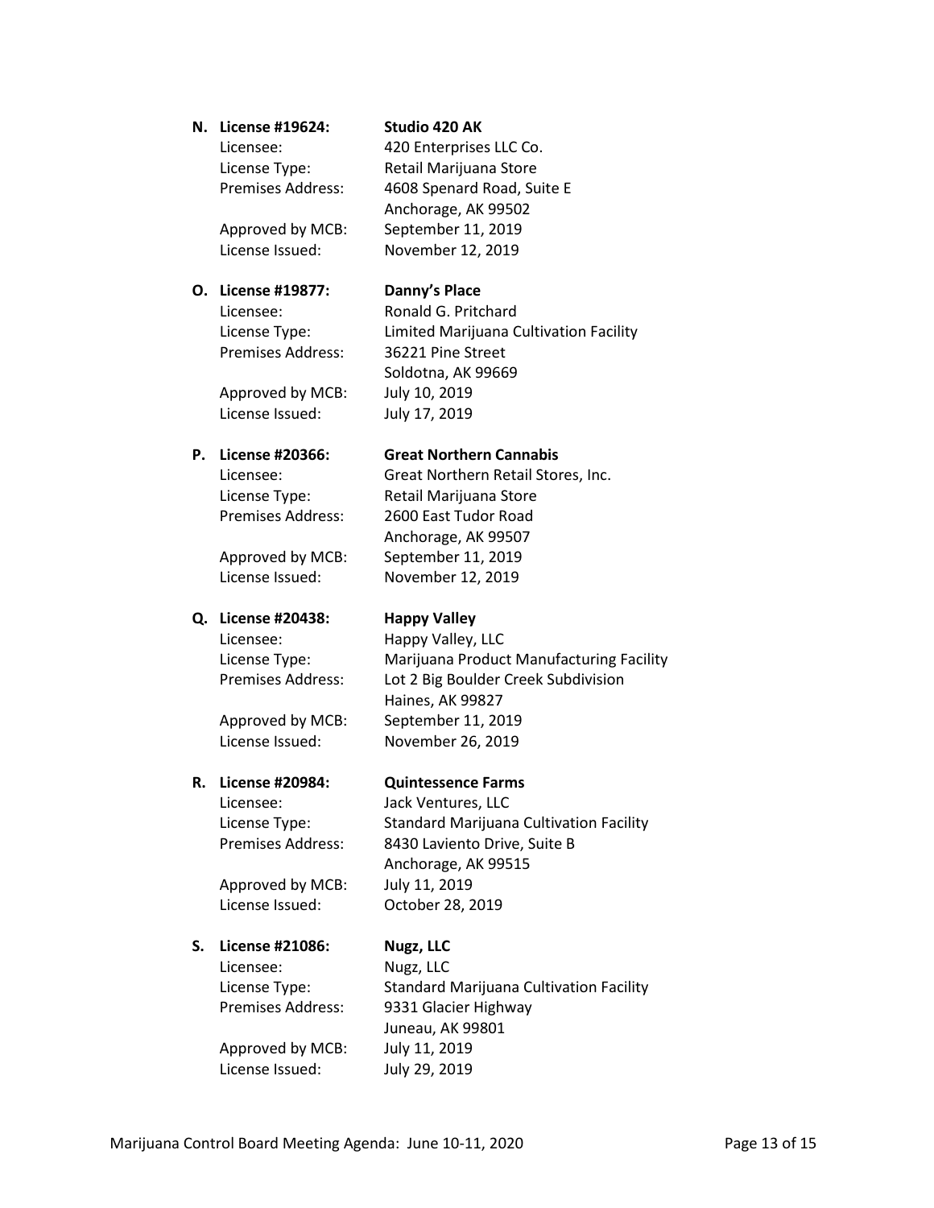**N. License #19624: Studio 420 AK**

Licensee: 420 Enterprises LLC Co.
License Type: Retail Marijuana Store
Premises Address: 4608 Spenard Road, Suite E
Anchorage, AK 99502
Approved by MCB: September 11, 2019
License Issued: November 12, 2019

**O. License #19877: Danny's Place**

Licensee: Ronald G. Pritchard
License Type: Limited Marijuana Cultivation Facility
Premises Address: 36221 Pine Street
Soldotna, AK 99669
Approved by MCB: July 10, 2019
License Issued: July 17, 2019

**P. License #20366: Great Northern Cannabis**

Licensee: Great Northern Retail Stores, Inc.
License Type: Retail Marijuana Store
Premises Address: 2600 East Tudor Road
Anchorage, AK 99507
Approved by MCB: September 11, 2019
License Issued: November 12, 2019

**Q. License #20438: Happy Valley**

Licensee: Happy Valley, LLC
License Type: Marijuana Product Manufacturing Facility
Premises Address: Lot 2 Big Boulder Creek Subdivision
Haines, AK 99827
Approved by MCB: September 11, 2019
License Issued: November 26, 2019

**R. License #20984: Quintessence Farms**

Licensee: Jack Ventures, LLC
License Type: Standard Marijuana Cultivation Facility
Premises Address: 8430 Laviento Drive, Suite B
Anchorage, AK 99515
Approved by MCB: July 11, 2019
License Issued: October 28, 2019

**S. License #21086: Nugz, LLC**

Licensee: Nugz, LLC
License Type: Standard Marijuana Cultivation Facility
Premises Address: 9331 Glacier Highway
Juneau, AK 99801
Approved by MCB: July 11, 2019
License Issued: July 29, 2019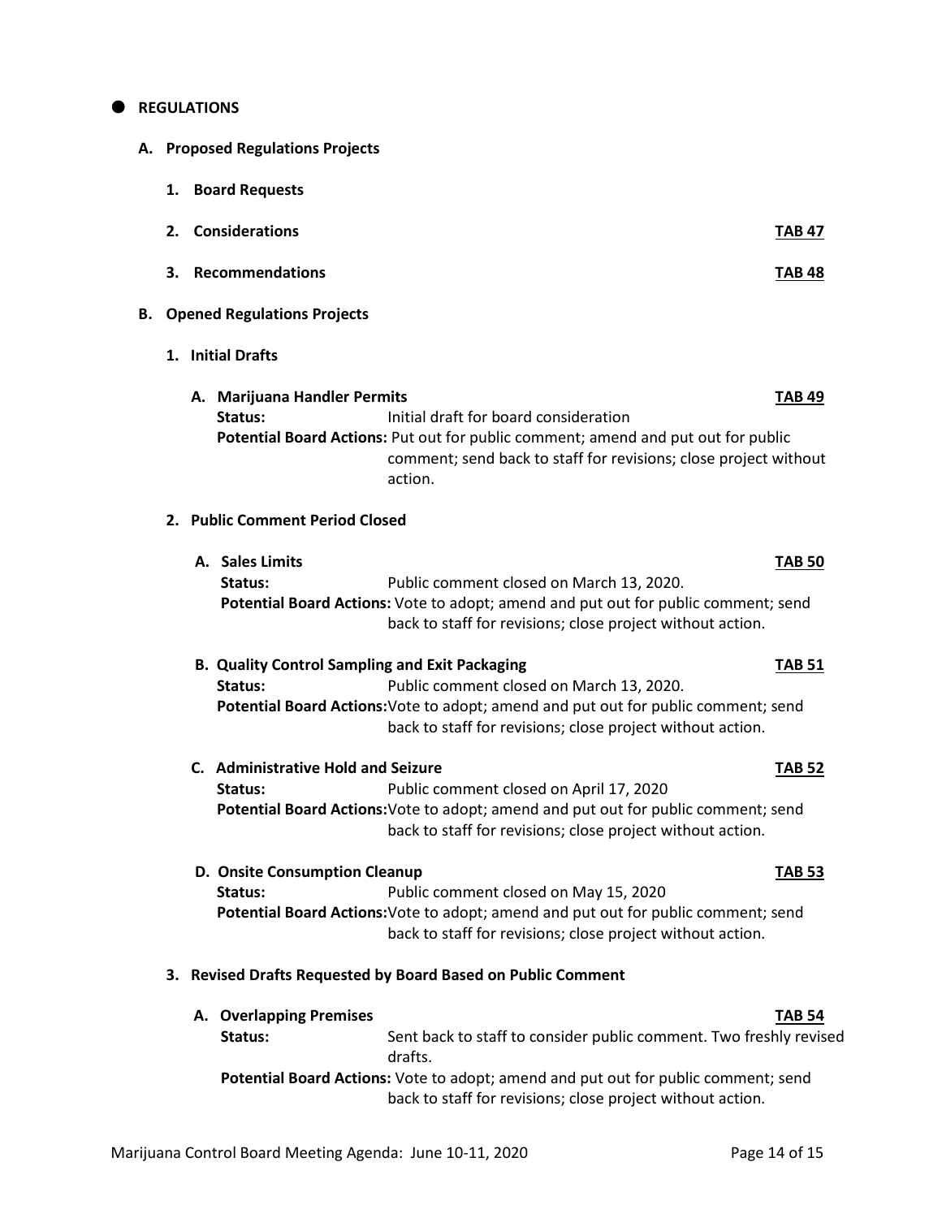- **REGULATIONS**

**A. Proposed Regulations Projects**

**1. Board Requests**

**2. Considerations** **TAB 47**

**3. Recommendations** **TAB 48**

**B. Opened Regulations Projects**

**1. Initial Drafts**

**A. Marijuana Handler Permits** **TAB 49**

**Status:** Initial draft for board consideration

**Potential Board Actions:** Put out for public comment; amend and put out for public comment; send back to staff for revisions; close project without action.

**2. Public Comment Period Closed**

**A. Sales Limits** **TAB 50**

**Status:** Public comment closed on March 13, 2020.

**Potential Board Actions:** Vote to adopt; amend and put out for public comment; send back to staff for revisions; close project without action.

**B. Quality Control Sampling and Exit Packaging** **TAB 51**

**Status:** Public comment closed on March 13, 2020.

**Potential Board Actions:** Vote to adopt; amend and put out for public comment; send back to staff for revisions; close project without action.

**C. Administrative Hold and Seizure** **TAB 52**

**Status:** Public comment closed on April 17, 2020

**Potential Board Actions:** Vote to adopt; amend and put out for public comment; send back to staff for revisions; close project without action.

**D. Onsite Consumption Cleanup** **TAB 53**

**Status:** Public comment closed on May 15, 2020

**Potential Board Actions:** Vote to adopt; amend and put out for public comment; send back to staff for revisions; close project without action.

**3. Revised Drafts Requested by Board Based on Public Comment**

**A. Overlapping Premises** **TAB 54**

**Status:** Sent back to staff to consider public comment. Two freshly revised drafts.

**Potential Board Actions:** Vote to adopt; amend and put out for public comment; send back to staff for revisions; close project without action.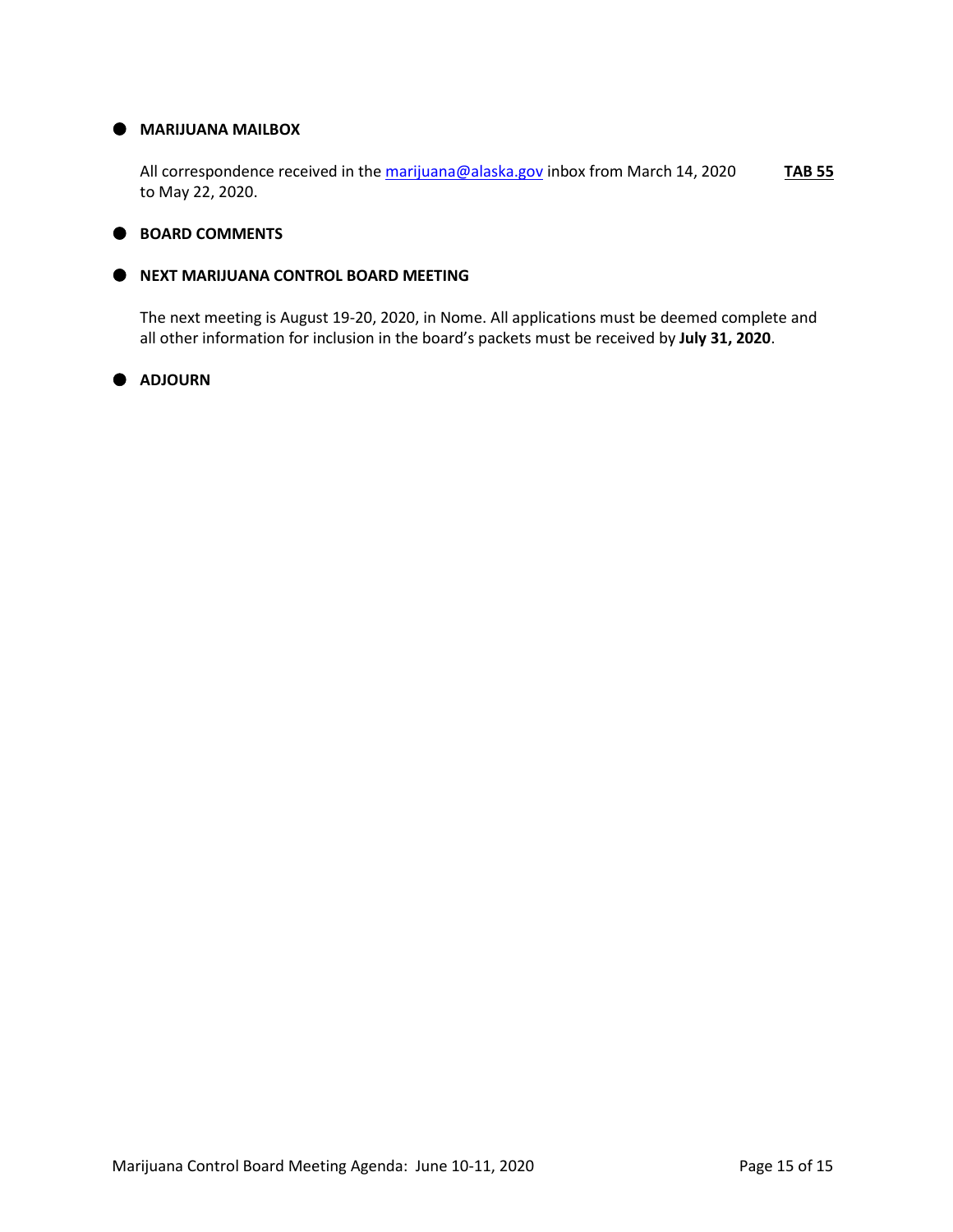- **MARIJUANA MAILBOX**

  All correspondence received in the marijuana@alaska.gov inbox from March 14, 2020 to May 22, 2020. **TAB 55**

- **BOARD COMMENTS**

- **NEXT MARIJUANA CONTROL BOARD MEETING**

  The next meeting is August 19-20, 2020, in Nome. All applications must be deemed complete and all other information for inclusion in the board's packets must be received by **July 31, 2020**.

- **ADJOURN**